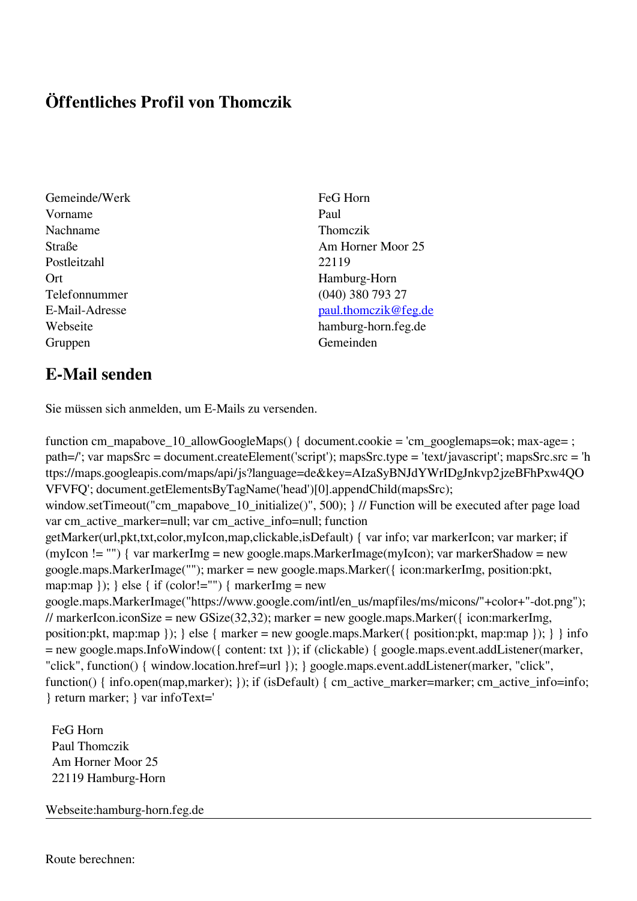# Öffentliches Profil von Thomczik

| | |
|---|---|
| Gemeinde/Werk | FeG Horn |
| Vorname | Paul |
| Nachname | Thomczik |
| Straße | Am Horner Moor 25 |
| Postleitzahl | 22119 |
| Ort | Hamburg-Horn |
| Telefonnummer | (040) 380 793 27 |
| E-Mail-Adresse | paul.thomczik@feg.de |
| Webseite | hamburg-horn.feg.de |
| Gruppen | Gemeinden |

## E-Mail senden

Sie müssen sich anmelden, um E-Mails zu versenden.

function cm_mapabove_10_allowGoogleMaps() { document.cookie = 'cm_googlemaps=ok; max-age= ; path=/'; var mapsSrc = document.createElement('script'); mapsSrc.type = 'text/javascript'; mapsSrc.src = 'https://maps.googleapis.com/maps/api/js?language=de&key=AIzaSyBNJdYWrIDgJnkvp2jzeBFhPxw4QOVFVFQ'; document.getElementsByTagName('head')[0].appendChild(mapsSrc); window.setTimeout("cm_mapabove_10_initialize()", 500); } // Function will be executed after page load var cm_active_marker=null; var cm_active_info=null; function getMarker(url,pkt,txt,color,myIcon,map,clickable,isDefault) { var info; var markerIcon; var marker; if (myIcon != "") { var markerImg = new google.maps.MarkerImage(myIcon); var markerShadow = new google.maps.MarkerImage(""); marker = new google.maps.Marker({ icon:markerImg, position:pkt, map:map }); } else { if (color!="") { markerImg = new google.maps.MarkerImage("https://www.google.com/intl/en_us/mapfiles/ms/micons/"+color+"-dot.png"); // markerIcon.iconSize = new GSize(32,32); marker = new google.maps.Marker({ icon:markerImg, position:pkt, map:map }); } else { marker = new google.maps.Marker({ position:pkt, map:map }); } } info = new google.maps.InfoWindow({ content: txt }); if (clickable) { google.maps.event.addListener(marker, "click", function() { window.location.href=url }); } google.maps.event.addListener(marker, "click", function() { info.open(map,marker); }); if (isDefault) { cm_active_marker=marker; cm_active_info=info; } return marker; } var infoText='

FeG Horn
Paul Thomczik
Am Horner Moor 25
22119 Hamburg-Horn

Webseite:hamburg-horn.feg.de

---

Route berechnen: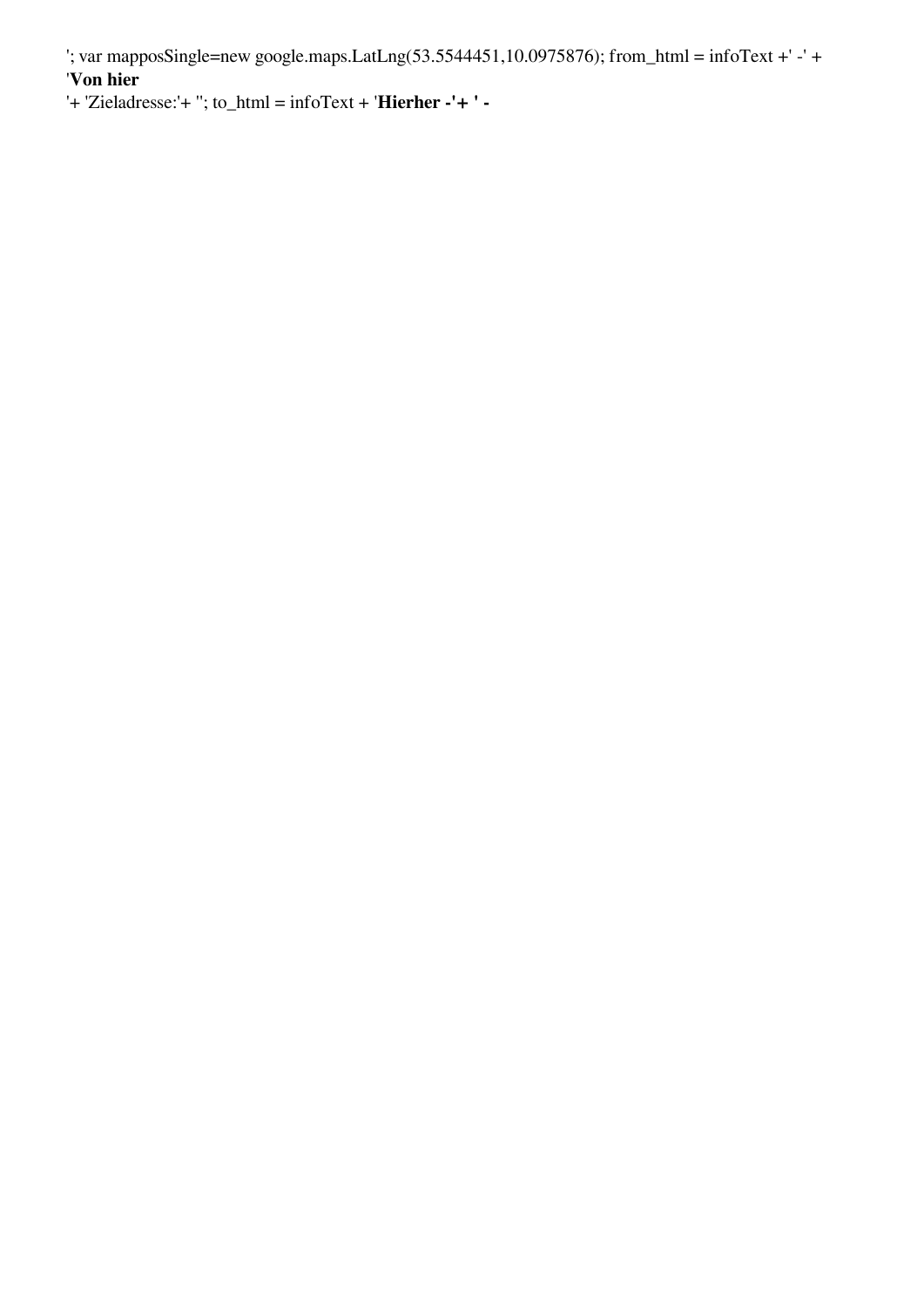'; var mapposSingle=new google.maps.LatLng(53.5544451,10.0975876); from_html = infoText +' -' + '**Von hier**

'+ 'Zieladresse:'+ ''; to_html = infoText + '**Hierher -'+ ' -**